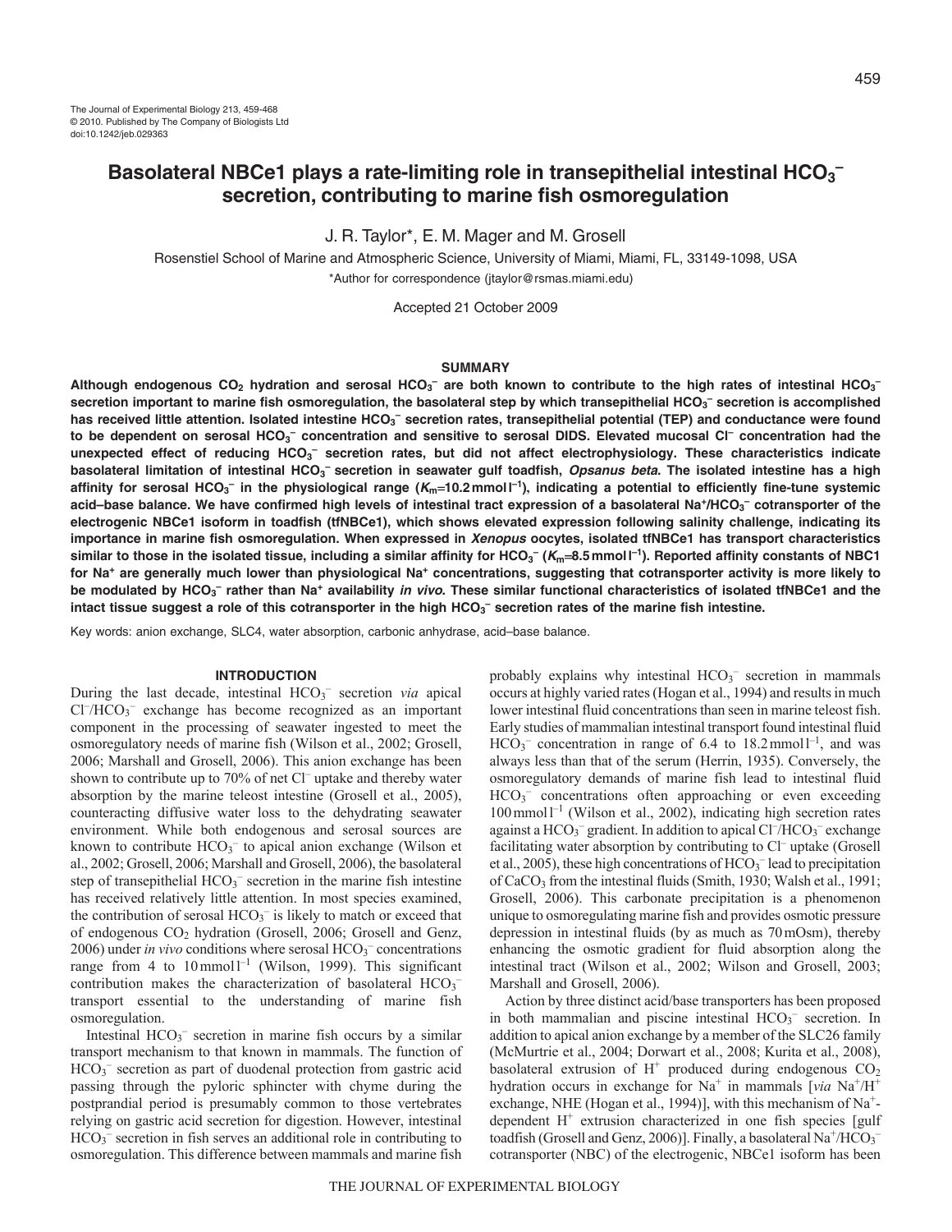The Journal of Experimental Biology 213, 459-468
© 2010. Published by The Company of Biologists Ltd
doi:10.1242/jeb.029363

# Basolateral NBCe1 plays a rate-limiting role in transepithelial intestinal $HCO_3^-$ secretion, contributing to marine fish osmoregulation

J. R. Taylor*, E. M. Mager and M. Grosell

Rosenstiel School of Marine and Atmospheric Science, University of Miami, Miami, FL, 33149-1098, USA

*Author for correspondence (jtaylor@rsmas.miami.edu)

Accepted 21 October 2009

## SUMMARY

**Although endogenous $CO_2$ hydration and serosal $HCO_3^-$ are both known to contribute to the high rates of intestinal $HCO_3^-$ secretion important to marine fish osmoregulation, the basolateral step by which transepithelial $HCO_3^-$ secretion is accomplished has received little attention. Isolated intestine $HCO_3^-$ secretion rates, transepithelial potential (TEP) and conductance were found to be dependent on serosal $HCO_3^-$ concentration and sensitive to serosal DIDS. Elevated mucosal $Cl^-$ concentration had the unexpected effect of reducing $HCO_3^-$ secretion rates, but did not affect electrophysiology. These characteristics indicate basolateral limitation of intestinal $HCO_3^-$ secretion in seawater gulf toadfish, *Opsanus beta*. The isolated intestine has a high affinity for serosal $HCO_3^-$ in the physiological range ($K_m$=10.2 mmol $l^{-1}$), indicating a potential to efficiently fine-tune systemic acid–base balance. We have confirmed high levels of intestinal tract expression of a basolateral $Na^+/HCO_3^-$ cotransporter of the electrogenic NBCe1 isoform in toadfish (tfNBCe1), which shows elevated expression following salinity challenge, indicating its importance in marine fish osmoregulation. When expressed in *Xenopus* oocytes, isolated tfNBCe1 has transport characteristics similar to those in the isolated tissue, including a similar affinity for $HCO_3^-$ ($K_m$=8.5 mmol $l^{-1}$). Reported affinity constants of NBC1 for $Na^+$ are generally much lower than physiological $Na^+$ concentrations, suggesting that cotransporter activity is more likely to be modulated by $HCO_3^-$ rather than $Na^+$ availability *in vivo*. These similar functional characteristics of isolated tfNBCe1 and the intact tissue suggest a role of this cotransporter in the high $HCO_3^-$ secretion rates of the marine fish intestine.**

Key words: anion exchange, SLC4, water absorption, carbonic anhydrase, acid–base balance.

## INTRODUCTION

During the last decade, intestinal $HCO_3^-$ secretion *via* apical $Cl^-/HCO_3^-$ exchange has become recognized as an important component in the processing of seawater ingested to meet the osmoregulatory needs of marine fish (Wilson et al., 2002; Grosell, 2006; Marshall and Grosell, 2006). This anion exchange has been shown to contribute up to 70% of net $Cl^-$ uptake and thereby water absorption by the marine teleost intestine (Grosell et al., 2005), counteracting diffusive water loss to the dehydrating seawater environment. While both endogenous and serosal sources are known to contribute $HCO_3^-$ to apical anion exchange (Wilson et al., 2002; Grosell, 2006; Marshall and Grosell, 2006), the basolateral step of transepithelial $HCO_3^-$ secretion in the marine fish intestine has received relatively little attention. In most species examined, the contribution of serosal $HCO_3^-$ is likely to match or exceed that of endogenous $CO_2$ hydration (Grosell, 2006; Grosell and Genz, 2006) under *in vivo* conditions where serosal $HCO_3^-$ concentrations range from 4 to 10 mmol $l^{-1}$ (Wilson, 1999). This significant contribution makes the characterization of basolateral $HCO_3^-$ transport essential to the understanding of marine fish osmoregulation.

Intestinal $HCO_3^-$ secretion in marine fish occurs by a similar transport mechanism to that known in mammals. The function of $HCO_3^-$ secretion as part of duodenal protection from gastric acid passing through the pyloric sphincter with chyme during the postprandial period is presumably common to those vertebrates relying on gastric acid secretion for digestion. However, intestinal $HCO_3^-$ secretion in fish serves an additional role in contributing to osmoregulation. This difference between mammals and marine fish probably explains why intestinal $HCO_3^-$ secretion in mammals occurs at highly varied rates (Hogan et al., 1994) and results in much lower intestinal fluid concentrations than seen in marine teleost fish. Early studies of mammalian intestinal transport found intestinal fluid $HCO_3^-$ concentration in range of 6.4 to 18.2 mmol $l^{-1}$, and was always less than that of the serum (Herrin, 1935). Conversely, the osmoregulatory demands of marine fish lead to intestinal fluid $HCO_3^-$ concentrations often approaching or even exceeding 100 mmol $l^{-1}$ (Wilson et al., 2002), indicating high secretion rates against a $HCO_3^-$ gradient. In addition to apical $Cl^-/HCO_3^-$ exchange facilitating water absorption by contributing to $Cl^-$ uptake (Grosell et al., 2005), these high concentrations of $HCO_3^-$ lead to precipitation of $CaCO_3$ from the intestinal fluids (Smith, 1930; Walsh et al., 1991; Grosell, 2006). This carbonate precipitation is a phenomenon unique to osmoregulating marine fish and provides osmotic pressure depression in intestinal fluids (by as much as 70 mOsm), thereby enhancing the osmotic gradient for fluid absorption along the intestinal tract (Wilson et al., 2002; Wilson and Grosell, 2003; Marshall and Grosell, 2006).

Action by three distinct acid/base transporters has been proposed in both mammalian and piscine intestinal $HCO_3^-$ secretion. In addition to apical anion exchange by a member of the SLC26 family (McMurtrie et al., 2004; Dorwart et al., 2008; Kurita et al., 2008), basolateral extrusion of $H^+$ produced during endogenous $CO_2$ hydration occurs in exchange for $Na^+$ in mammals [*via* $Na^+/H^+$ exchange, NHE (Hogan et al., 1994)], with this mechanism of $Na^+$-dependent $H^+$ extrusion characterized in one fish species [gulf toadfish (Grosell and Genz, 2006)]. Finally, a basolateral $Na^+/HCO_3^-$ cotransporter (NBC) of the electrogenic, NBCe1 isoform has been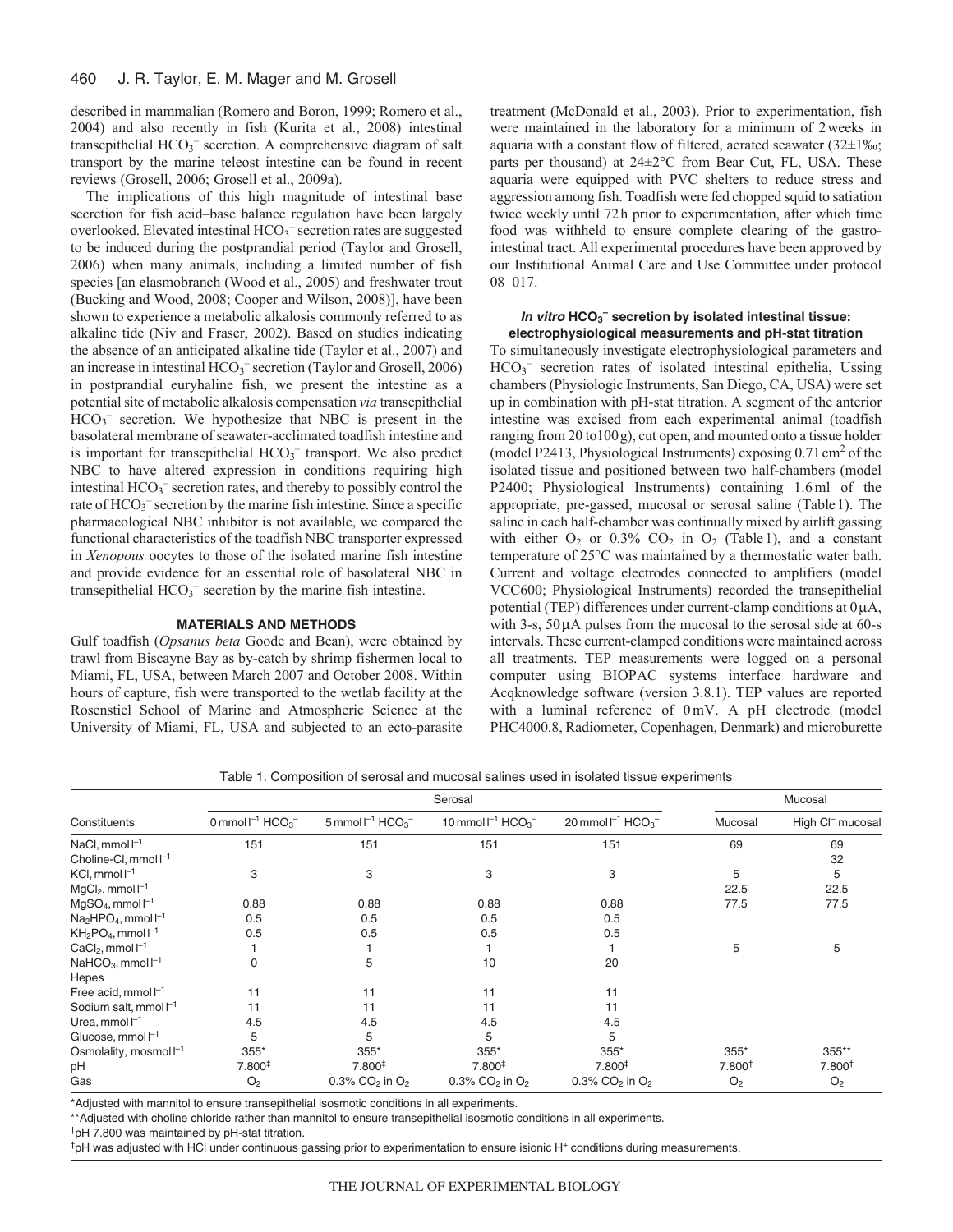described in mammalian (Romero and Boron, 1999; Romero et al., 2004) and also recently in fish (Kurita et al., 2008) intestinal transepithelial $HCO_3^-$ secretion. A comprehensive diagram of salt transport by the marine teleost intestine can be found in recent reviews (Grosell, 2006; Grosell et al., 2009a).

The implications of this high magnitude of intestinal base secretion for fish acid–base balance regulation have been largely overlooked. Elevated intestinal $HCO_3^-$ secretion rates are suggested to be induced during the postprandial period (Taylor and Grosell, 2006) when many animals, including a limited number of fish species [an elasmobranch (Wood et al., 2005) and freshwater trout (Bucking and Wood, 2008; Cooper and Wilson, 2008)], have been shown to experience a metabolic alkalosis commonly referred to as alkaline tide (Niv and Fraser, 2002). Based on studies indicating the absence of an anticipated alkaline tide (Taylor et al., 2007) and an increase in intestinal $HCO_3^-$ secretion (Taylor and Grosell, 2006) in postprandial euryhaline fish, we present the intestine as a potential site of metabolic alkalosis compensation *via* transepithelial $HCO_3^-$ secretion. We hypothesize that NBC is present in the basolateral membrane of seawater-acclimated toadfish intestine and is important for transepithelial $HCO_3^-$ transport. We also predict NBC to have altered expression in conditions requiring high intestinal $HCO_3^-$ secretion rates, and thereby to possibly control the rate of $HCO_3^-$ secretion by the marine fish intestine. Since a specific pharmacological NBC inhibitor is not available, we compared the functional characteristics of the toadfish NBC transporter expressed in *Xenopous* oocytes to those of the isolated marine fish intestine and provide evidence for an essential role of basolateral NBC in transepithelial $HCO_3^-$ secretion by the marine fish intestine.

## MATERIALS AND METHODS

Gulf toadfish (*Opsanus beta* Goode and Bean), were obtained by trawl from Biscayne Bay as by-catch by shrimp fishermen local to Miami, FL, USA, between March 2007 and October 2008. Within hours of capture, fish were transported to the wetlab facility at the Rosenstiel School of Marine and Atmospheric Science at the University of Miami, FL, USA and subjected to an ecto-parasite treatment (McDonald et al., 2003). Prior to experimentation, fish were maintained in the laboratory for a minimum of 2 weeks in aquaria with a constant flow of filtered, aerated seawater (32±1‰; parts per thousand) at 24±2°C from Bear Cut, FL, USA. These aquaria were equipped with PVC shelters to reduce stress and aggression among fish. Toadfish were fed chopped squid to satiation twice weekly until 72 h prior to experimentation, after which time food was withheld to ensure complete clearing of the gastro-intestinal tract. All experimental procedures have been approved by our Institutional Animal Care and Use Committee under protocol 08–017.

### *In vitro* $HCO_3^-$ secretion by isolated intestinal tissue: electrophysiological measurements and pH-stat titration

To simultaneously investigate electrophysiological parameters and $HCO_3^-$ secretion rates of isolated intestinal epithelia, Ussing chambers (Physiologic Instruments, San Diego, CA, USA) were set up in combination with pH-stat titration. A segment of the anterior intestine was excised from each experimental animal (toadfish ranging from 20 to100 g), cut open, and mounted onto a tissue holder (model P2413, Physiological Instruments) exposing 0.71 cm$^2$ of the isolated tissue and positioned between two half-chambers (model P2400; Physiological Instruments) containing 1.6 ml of the appropriate, pre-gassed, mucosal or serosal saline (Table 1). The saline in each half-chamber was continually mixed by airlift gassing with either $O_2$ or 0.3% $CO_2$ in $O_2$ (Table 1), and a constant temperature of 25°C was maintained by a thermostatic water bath. Current and voltage electrodes connected to amplifiers (model VCC600; Physiological Instruments) recorded the transepithelial potential (TEP) differences under current-clamp conditions at 0 μA, with 3-s, 50 μA pulses from the mucosal to the serosal side at 60-s intervals. These current-clamped conditions were maintained across all treatments. TEP measurements were logged on a personal computer using BIOPAC systems interface hardware and Acqknowledge software (version 3.8.1). TEP values are reported with a luminal reference of 0 mV. A pH electrode (model PHC4000.8, Radiometer, Copenhagen, Denmark) and microburette

Table 1. Composition of serosal and mucosal salines used in isolated tissue experiments

| Constituents | Serosal | | | | Mucosal | |
|---|---|---|---|---|---|---|
| | 0 mmol l$^{-1}$ $HCO_3^-$ | 5 mmol l$^{-1}$ $HCO_3^-$ | 10 mmol l$^{-1}$ $HCO_3^-$ | 20 mmol l$^{-1}$ $HCO_3^-$ | Mucosal | High $Cl^-$ mucosal |
| NaCl, mmol l$^{-1}$ | 151 | 151 | 151 | 151 | 69 | 69 |
| Choline-Cl, mmol l$^{-1}$ | | | | | | 32 |
| KCl, mmol l$^{-1}$ | 3 | 3 | 3 | 3 | 5 | 5 |
| $MgCl_2$, mmol l$^{-1}$ | | | | | 22.5 | 22.5 |
| $MgSO_4$, mmol l$^{-1}$ | 0.88 | 0.88 | 0.88 | 0.88 | 77.5 | 77.5 |
| $Na_2HPO_4$, mmol l$^{-1}$ | 0.5 | 0.5 | 0.5 | 0.5 | | |
| $KH_2PO_4$, mmol l$^{-1}$ | 0.5 | 0.5 | 0.5 | 0.5 | | |
| $CaCl_2$, mmol l$^{-1}$ | 1 | 1 | 1 | 1 | 5 | 5 |
| $NaHCO_3$, mmol l$^{-1}$ | 0 | 5 | 10 | 20 | | |
| Hepes | | | | | | |
| Free acid, mmol l$^{-1}$ | 11 | 11 | 11 | 11 | | |
| Sodium salt, mmol l$^{-1}$ | 11 | 11 | 11 | 11 | | |
| Urea, mmol l$^{-1}$ | 4.5 | 4.5 | 4.5 | 4.5 | | |
| Glucose, mmol l$^{-1}$ | 5 | 5 | 5 | 5 | | |
| Osmolality, mosmol l$^{-1}$ | 355* | 355* | 355* | 355* | 355* | 355** |
| pH | 7.800‡ | 7.800‡ | 7.800‡ | 7.800‡ | 7.800† | 7.800† |
| Gas | $O_2$ | 0.3% $CO_2$ in $O_2$ | 0.3% $CO_2$ in $O_2$ | 0.3% $CO_2$ in $O_2$ | $O_2$ | $O_2$ |

*Adjusted with mannitol to ensure transepithelial isosmotic conditions in all experiments.

**Adjusted with choline chloride rather than mannitol to ensure transepithelial isosmotic conditions in all experiments.

†pH 7.800 was maintained by pH-stat titration.

‡pH was adjusted with HCl under continuous gassing prior to experimentation to ensure isionic $H^+$ conditions during measurements.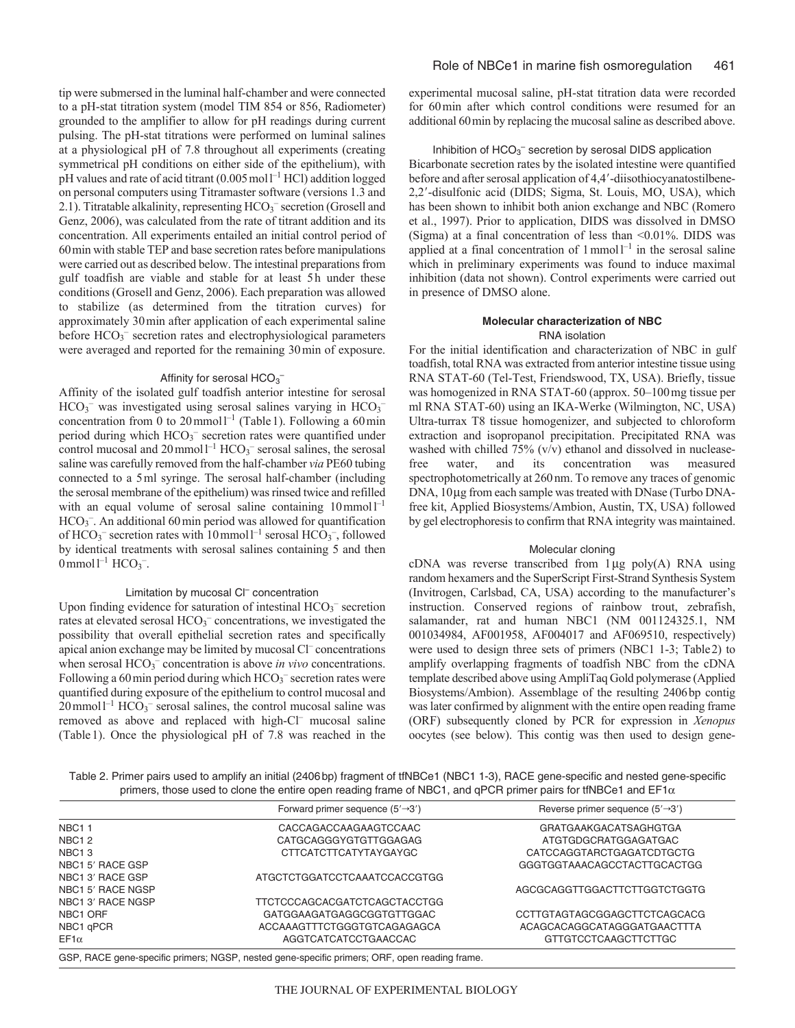tip were submersed in the luminal half-chamber and were connected to a pH-stat titration system (model TIM 854 or 856, Radiometer) grounded to the amplifier to allow for pH readings during current pulsing. The pH-stat titrations were performed on luminal salines at a physiological pH of 7.8 throughout all experiments (creating symmetrical pH conditions on either side of the epithelium), with pH values and rate of acid titrant (0.005 $mol\,l^{-1}$ HCl) addition logged on personal computers using Titramaster software (versions 1.3 and 2.1). Titratable alkalinity, representing $HCO_3^-$ secretion (Grosell and Genz, 2006), was calculated from the rate of titrant addition and its concentration. All experiments entailed an initial control period of 60 min with stable TEP and base secretion rates before manipulations were carried out as described below. The intestinal preparations from gulf toadfish are viable and stable for at least 5 h under these conditions (Grosell and Genz, 2006). Each preparation was allowed to stabilize (as determined from the titration curves) for approximately 30 min after application of each experimental saline before $HCO_3^-$ secretion rates and electrophysiological parameters were averaged and reported for the remaining 30 min of exposure.

### Affinity for serosal $HCO_3^-$

Affinity of the isolated gulf toadfish anterior intestine for serosal $HCO_3^-$ was investigated using serosal salines varying in $HCO_3^-$ concentration from 0 to 20 $mmol\,l^{-1}$ (Table 1). Following a 60 min period during which $HCO_3^-$ secretion rates were quantified under control mucosal and 20 $mmol\,l^{-1}$ $HCO_3^-$ serosal salines, the serosal saline was carefully removed from the half-chamber *via* PE60 tubing connected to a 5 ml syringe. The serosal half-chamber (including the serosal membrane of the epithelium) was rinsed twice and refilled with an equal volume of serosal saline containing 10 $mmol\,l^{-1}$ $HCO_3^-$. An additional 60 min period was allowed for quantification of $HCO_3^-$ secretion rates with 10 $mmol\,l^{-1}$ serosal $HCO_3^-$, followed by identical treatments with serosal salines containing 5 and then 0 $mmol\,l^{-1}$ $HCO_3^-$.

### Limitation by mucosal $Cl^-$ concentration

Upon finding evidence for saturation of intestinal $HCO_3^-$ secretion rates at elevated serosal $HCO_3^-$ concentrations, we investigated the possibility that overall epithelial secretion rates and specifically apical anion exchange may be limited by mucosal $Cl^-$ concentrations when serosal $HCO_3^-$ concentration is above *in vivo* concentrations. Following a 60 min period during which $HCO_3^-$ secretion rates were quantified during exposure of the epithelium to control mucosal and 20 $mmol\,l^{-1}$ $HCO_3^-$ serosal salines, the control mucosal saline was removed as above and replaced with high-$Cl^-$ mucosal saline (Table 1). Once the physiological pH of 7.8 was reached in the experimental mucosal saline, pH-stat titration data were recorded for 60 min after which control conditions were resumed for an additional 60 min by replacing the mucosal saline as described above.

### Inhibition of $HCO_3^-$ secretion by serosal DIDS application

Bicarbonate secretion rates by the isolated intestine were quantified before and after serosal application of 4,4′-diisothiocyanatostilbene-2,2′-disulfonic acid (DIDS; Sigma, St. Louis, MO, USA), which has been shown to inhibit both anion exchange and NBC (Romero et al., 1997). Prior to application, DIDS was dissolved in DMSO (Sigma) at a final concentration of less than <0.01%. DIDS was applied at a final concentration of 1 $mmol\,l^{-1}$ in the serosal saline which in preliminary experiments was found to induce maximal inhibition (data not shown). Control experiments were carried out in presence of DMSO alone.

## Molecular characterization of NBC

### RNA isolation

For the initial identification and characterization of NBC in gulf toadfish, total RNA was extracted from anterior intestine tissue using RNA STAT-60 (Tel-Test, Friendswood, TX, USA). Briefly, tissue was homogenized in RNA STAT-60 (approx. 50–100 mg tissue per ml RNA STAT-60) using an IKA-Werke (Wilmington, NC, USA) Ultra-turrax T8 tissue homogenizer, and subjected to chloroform extraction and isopropanol precipitation. Precipitated RNA was washed with chilled 75% (v/v) ethanol and dissolved in nuclease-free water, and its concentration was measured spectrophotometrically at 260 nm. To remove any traces of genomic DNA, 10 μg from each sample was treated with DNase (Turbo DNA-free kit, Applied Biosystems/Ambion, Austin, TX, USA) followed by gel electrophoresis to confirm that RNA integrity was maintained.

### Molecular cloning

cDNA was reverse transcribed from 1 μg poly(A) RNA using random hexamers and the SuperScript First-Strand Synthesis System (Invitrogen, Carlsbad, CA, USA) according to the manufacturer's instruction. Conserved regions of rainbow trout, zebrafish, salamander, rat and human NBC1 (NM 001124325.1, NM 001034984, AF001958, AF004017 and AF069510, respectively) were used to design three sets of primers (NBC1 1-3; Table 2) to amplify overlapping fragments of toadfish NBC from the cDNA template described above using AmpliTaq Gold polymerase (Applied Biosystems/Ambion). Assemblage of the resulting 2406 bp contig was later confirmed by alignment with the entire open reading frame (ORF) subsequently cloned by PCR for expression in *Xenopus* oocytes (see below). This contig was then used to design gene-

Table 2. Primer pairs used to amplify an initial (2406 bp) fragment of tfNBCe1 (NBC1 1-3), RACE gene-specific and nested gene-specific primers, those used to clone the entire open reading frame of NBC1, and qPCR primer pairs for tfNBCe1 and EF1α

| | Forward primer sequence (5′→3′) | Reverse primer sequence (5′→3′) |
|---|---|---|
| NBC1 1 | CACCAGACCAAGAAGTCCAAC | GRATGAAKGACATSAGHGTGA |
| NBC1 2 | CATGCAGGGYGTGTTGGAGAG | ATGTGDGCRATGGAGATGAC |
| NBC1 3 | CTTCATCTTCATYTAYGAYGC | CATCCAGGTARCTGAGATCDTGCTG |
| NBC1 5′ RACE GSP | | GGGTGGTAAACAGCCTACTTGCACTGG |
| NBC1 3′ RACE GSP | ATGCTCTGGATCCTCAAATCCACCGTGG | |
| NBC1 5′ RACE NGSP | | AGCGCAGGTTGGACTTCTTGGTCTGGTG |
| NBC1 3′ RACE NGSP | TTCTCCCAGCACGATCTCAGCTACCTGG | |
| NBC1 ORF | GATGGAAGATGAGGCGGTGTTGGAC | CCTTGTAGTAGCGGAGCTTCTCAGCACG |
| NBC1 qPCR | ACCAAAGTTTCTGGGTGTCAGAGAGCA | ACAGCACAGGCATAGGGATGAACTTTA |
| EF1α | AGGTCATCATCCTGAACCAC | GTTGTCCTCAAGCTTCTTGC |

GSP, RACE gene-specific primers; NGSP, nested gene-specific primers; ORF, open reading frame.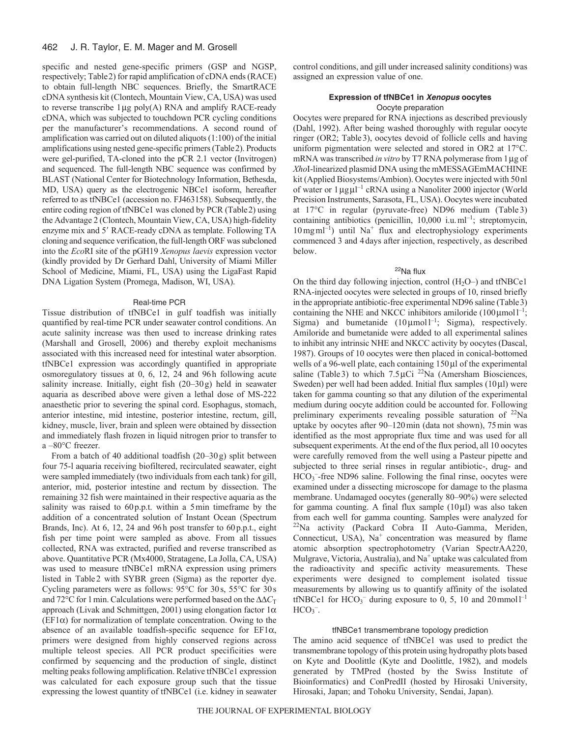specific and nested gene-specific primers (GSP and NGSP, respectively; Table 2) for rapid amplification of cDNA ends (RACE) to obtain full-length NBC sequences. Briefly, the SmartRACE cDNA synthesis kit (Clontech, Mountain View, CA, USA) was used to reverse transcribe 1 μg poly(A) RNA and amplify RACE-ready cDNA, which was subjected to touchdown PCR cycling conditions per the manufacturer's recommendations. A second round of amplification was carried out on diluted aliquots (1:100) of the initial amplifications using nested gene-specific primers (Table 2). Products were gel-purified, TA-cloned into the pCR 2.1 vector (Invitrogen) and sequenced. The full-length NBC sequence was confirmed by BLAST (National Center for Biotechnology Information, Bethesda, MD, USA) query as the electrogenic NBCe1 isoform, hereafter referred to as tfNBCe1 (accession no. FJ463158). Subsequently, the entire coding region of tfNBCe1 was cloned by PCR (Table 2) using the Advantage 2 (Clontech, Mountain View, CA, USA) high-fidelity enzyme mix and 5′ RACE-ready cDNA as template. Following TA cloning and sequence verification, the full-length ORF was subcloned into the *Eco*RI site of the pGH19 *Xenopus laevis* expression vector (kindly provided by Dr Gerhard Dahl, University of Miami Miller School of Medicine, Miami, FL, USA) using the LigaFast Rapid DNA Ligation System (Promega, Madison, WI, USA).

### Real-time PCR

Tissue distribution of tfNBCe1 in gulf toadfish was initially quantified by real-time PCR under seawater control conditions. An acute salinity increase was then used to increase drinking rates (Marshall and Grosell, 2006) and thereby exploit mechanisms associated with this increased need for intestinal water absorption. tfNBCe1 expression was accordingly quantified in appropriate osmoregulatory tissues at 0, 6, 12, 24 and 96 h following acute salinity increase. Initially, eight fish (20–30 g) held in seawater aquaria as described above were given a lethal dose of MS-222 anaesthetic prior to severing the spinal cord. Esophagus, stomach, anterior intestine, mid intestine, posterior intestine, rectum, gill, kidney, muscle, liver, brain and spleen were obtained by dissection and immediately flash frozen in liquid nitrogen prior to transfer to a –80°C freezer.

From a batch of 40 additional toadfish (20–30 g) split between four 75-l aquaria receiving biofiltered, recirculated seawater, eight were sampled immediately (two individuals from each tank) for gill, anterior, mid, posterior intestine and rectum by dissection. The remaining 32 fish were maintained in their respective aquaria as the salinity was raised to 60 p.p.t. within a 5 min timeframe by the addition of a concentrated solution of Instant Ocean (Spectrum Brands, Inc). At 6, 12, 24 and 96 h post transfer to 60 p.p.t., eight fish per time point were sampled as above. From all tissues collected, RNA was extracted, purified and reverse transcribed as above. Quantitative PCR (Mx4000, Stratagene, La Jolla, CA, USA) was used to measure tfNBCe1 mRNA expression using primers listed in Table 2 with SYBR green (Sigma) as the reporter dye. Cycling parameters were as follows: 95°C for 30 s, 55°C for 30 s and 72°C for 1 min. Calculations were performed based on the $\Delta\Delta C_T$ approach (Livak and Schmittgen, 2001) using elongation factor 1α (EF1α) for normalization of template concentration. Owing to the absence of an available toadfish-specific sequence for EF1α, primers were designed from highly conserved regions across multiple teleost species. All PCR product specificities were confirmed by sequencing and the production of single, distinct melting peaks following amplification. Relative tfNBCe1 expression was calculated for each exposure group such that the tissue expressing the lowest quantity of tfNBCe1 (i.e. kidney in seawater control conditions, and gill under increased salinity conditions) was assigned an expression value of one.

## Expression of tfNBCe1 in *Xenopus* oocytes

### Oocyte preparation

Oocytes were prepared for RNA injections as described previously (Dahl, 1992). After being washed thoroughly with regular oocyte ringer (OR2; Table 3), oocytes devoid of follicle cells and having uniform pigmentation were selected and stored in OR2 at 17°C. mRNA was transcribed *in vitro* by T7 RNA polymerase from 1 μg of *Xho*I-linearized plasmid DNA using the mMESSAGEmMACHINE kit (Applied Biosystems/Ambion). Oocytes were injected with 50 nl of water or 1 μg μl$^{-1}$ cRNA using a Nanoliter 2000 injector (World Precision Instruments, Sarasota, FL, USA). Oocytes were incubated at 17°C in regular (pyruvate-free) ND96 medium (Table 3) containing antibiotics (penicillin, 10,000 i.u. ml$^{-1}$; streptomycin, 10 mg ml$^{-1}$) until $Na^+$ flux and electrophysiology experiments commenced 3 and 4 days after injection, respectively, as described below.

### $^{22}$Na flux

On the third day following injection, control ($H_2O$–) and tfNBCe1 RNA-injected oocytes were selected in groups of 10, rinsed briefly in the appropriate antibiotic-free experimental ND96 saline (Table 3) containing the NHE and NKCC inhibitors amiloride (100 μmol l$^{-1}$; Sigma) and bumetanide (10 μmol l$^{-1}$; Sigma), respectively. Amiloride and bumetanide were added to all experimental salines to inhibit any intrinsic NHE and NKCC activity by oocytes (Dascal, 1987). Groups of 10 oocytes were then placed in conical-bottomed wells of a 96-well plate, each containing 150 μl of the experimental saline (Table 3) to which 7.5 μCi $^{22}$Na (Amersham Biosciences, Sweden) per well had been added. Initial flux samples (10 μl) were taken for gamma counting so that any dilution of the experimental medium during oocyte addition could be accounted for. Following preliminary experiments revealing possible saturation of $^{22}$Na uptake by oocytes after 90–120 min (data not shown), 75 min was identified as the most appropriate flux time and was used for all subsequent experiments. At the end of the flux period, all 10 oocytes were carefully removed from the well using a Pasteur pipette and subjected to three serial rinses in regular antibiotic-, drug- and $HCO_3^-$-free ND96 saline. Following the final rinse, oocytes were examined under a dissecting microscope for damage to the plasma membrane. Undamaged oocytes (generally 80–90%) were selected for gamma counting. A final flux sample (10 μl) was also taken from each well for gamma counting. Samples were analyzed for $^{22}$Na activity (Packard Cobra II Auto-Gamma, Meriden, Connecticut, USA), $Na^+$ concentration was measured by flame atomic absorption spectrophotometry (Varian SpectrAA220, Mulgrave, Victoria, Australia), and $Na^+$ uptake was calculated from the radioactivity and specific activity measurements. These experiments were designed to complement isolated tissue measurements by allowing us to quantify affinity of the isolated tfNBCe1 for $HCO_3^-$ during exposure to 0, 5, 10 and 20 mmol l$^{-1}$ $HCO_3^-$.

### tfNBCe1 transmembrane topology prediction

The amino acid sequence of tfNBCe1 was used to predict the transmembrane topology of this protein using hydropathy plots based on Kyte and Doolittle (Kyte and Doolittle, 1982), and models generated by TMPred (hosted by the Swiss Institute of Bioinformatics) and ConPredII (hosted by Hirosaki University, Hirosaki, Japan; and Tohoku University, Sendai, Japan).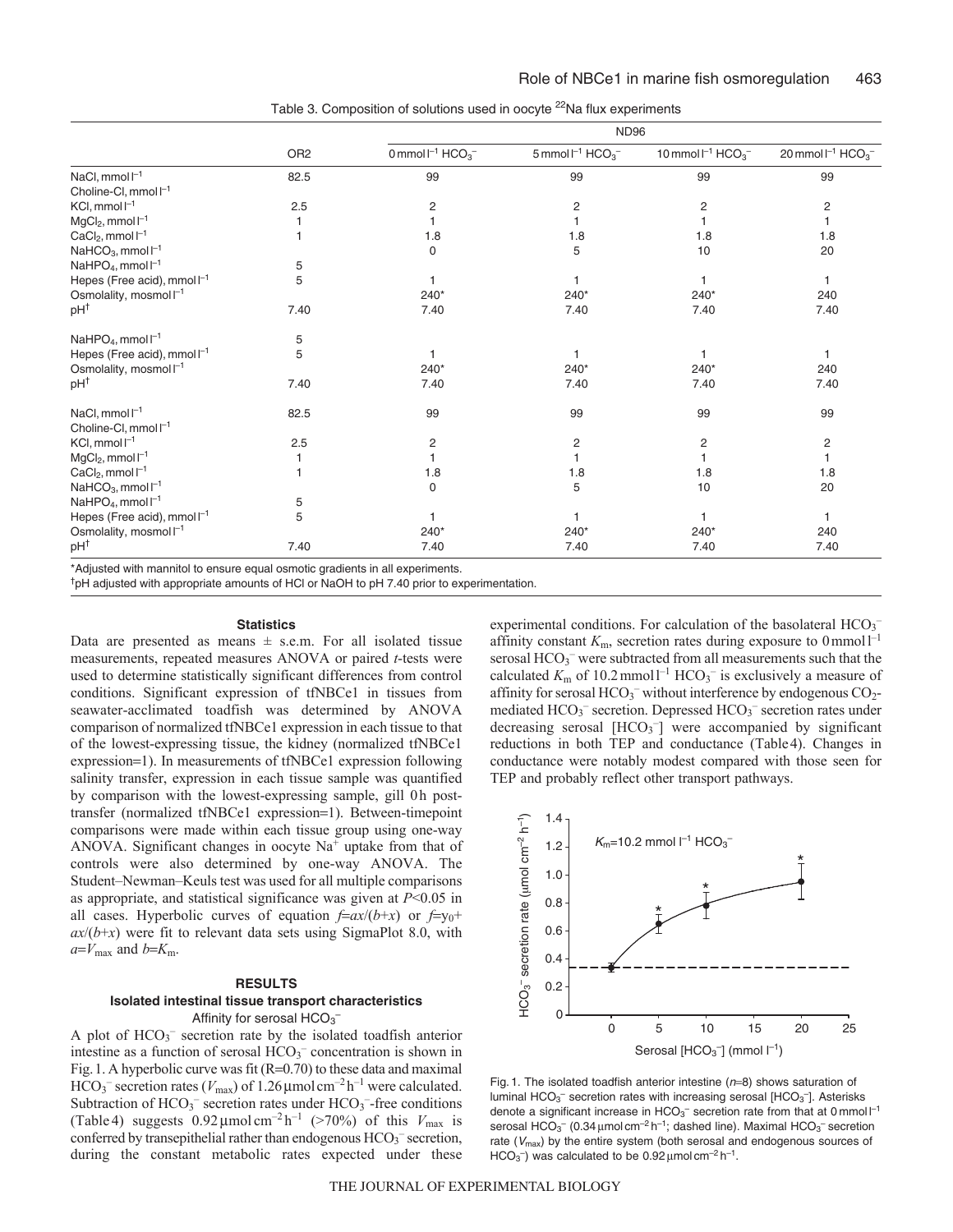Table 3. Composition of solutions used in oocyte $^{22}$Na flux experiments

| | OR2 | ND96 | | | |
|---|---|---|---|---|---|
| | | 0 mmol $l^{-1}$ $HCO_3^-$ | 5 mmol $l^{-1}$ $HCO_3^-$ | 10 mmol $l^{-1}$ $HCO_3^-$ | 20 mmol $l^{-1}$ $HCO_3^-$ |
| NaCl, mmol $l^{-1}$ | 82.5 | 99 | 99 | 99 | 99 |
| Choline-Cl, mmol $l^{-1}$ | | | | | |
| KCl, mmol $l^{-1}$ | 2.5 | 2 | 2 | 2 | 2 |
| $MgCl_2$, mmol $l^{-1}$ | 1 | 1 | 1 | 1 | 1 |
| $CaCl_2$, mmol $l^{-1}$ | 1 | 1.8 | 1.8 | 1.8 | 1.8 |
| $NaHCO_3$, mmol $l^{-1}$ | | 0 | 5 | 10 | 20 |
| $NaHPO_4$, mmol $l^{-1}$ | 5 | | | | |
| Hepes (Free acid), mmol $l^{-1}$ | 5 | 1 | 1 | 1 | 1 |
| Osmolality, mosmol $l^{-1}$ | | 240* | 240* | 240* | 240 |
| pH$^{\dagger}$ | 7.40 | 7.40 | 7.40 | 7.40 | 7.40 |
| $NaHPO_4$, mmol $l^{-1}$ | 5 | | | | |
| Hepes (Free acid), mmol $l^{-1}$ | 5 | 1 | 1 | 1 | 1 |
| Osmolality, mosmol $l^{-1}$ | | 240* | 240* | 240* | 240 |
| pH$^{\dagger}$ | 7.40 | 7.40 | 7.40 | 7.40 | 7.40 |
| NaCl, mmol $l^{-1}$ | 82.5 | 99 | 99 | 99 | 99 |
| Choline-Cl, mmol $l^{-1}$ | | | | | |
| KCl, mmol $l^{-1}$ | 2.5 | 2 | 2 | 2 | 2 |
| $MgCl_2$, mmol $l^{-1}$ | 1 | 1 | 1 | 1 | 1 |
| $CaCl_2$, mmol $l^{-1}$ | 1 | 1.8 | 1.8 | 1.8 | 1.8 |
| $NaHCO_3$, mmol $l^{-1}$ | | 0 | 5 | 10 | 20 |
| $NaHPO_4$, mmol $l^{-1}$ | 5 | | | | |
| Hepes (Free acid), mmol $l^{-1}$ | 5 | 1 | 1 | 1 | 1 |
| Osmolality, mosmol $l^{-1}$ | | 240* | 240* | 240* | 240 |
| pH$^{\dagger}$ | 7.40 | 7.40 | 7.40 | 7.40 | 7.40 |

*Adjusted with mannitol to ensure equal osmotic gradients in all experiments.
$^{\dagger}$pH adjusted with appropriate amounts of HCl or NaOH to pH 7.40 prior to experimentation.

#### Statistics

Data are presented as means ± s.e.m. For all isolated tissue measurements, repeated measures ANOVA or paired *t*-tests were used to determine statistically significant differences from control conditions. Significant expression of tfNBCe1 in tissues from seawater-acclimated toadfish was determined by ANOVA comparison of normalized tfNBCe1 expression in each tissue to that of the lowest-expressing tissue, the kidney (normalized tfNBCe1 expression=1). In measurements of tfNBCe1 expression following salinity transfer, expression in each tissue sample was quantified by comparison with the lowest-expressing sample, gill 0 h post-transfer (normalized tfNBCe1 expression=1). Between-timepoint comparisons were made within each tissue group using one-way ANOVA. Significant changes in oocyte $Na^+$ uptake from that of controls were also determined by one-way ANOVA. The Student–Newman–Keuls test was used for all multiple comparisons as appropriate, and statistical significance was given at $P<0.05$ in all cases. Hyperbolic curves of equation $f=ax/(b+x)$ or $f=y_0+ax/(b+x)$ were fit to relevant data sets using SigmaPlot 8.0, with $a=V_{max}$ and $b=K_m$.

## RESULTS

### Isolated intestinal tissue transport characteristics

#### Affinity for serosal $HCO_3^-$

A plot of $HCO_3^-$ secretion rate by the isolated toadfish anterior intestine as a function of serosal $HCO_3^-$ concentration is shown in Fig. 1. A hyperbolic curve was fit (R=0.70) to these data and maximal $HCO_3^-$ secretion rates ($V_{max}$) of 1.26 μmol $cm^{-2}$ $h^{-1}$ were calculated. Subtraction of $HCO_3^-$ secretion rates under $HCO_3^-$-free conditions (Table 4) suggests 0.92 μmol $cm^{-2}$ $h^{-1}$ (>70%) of this $V_{max}$ is conferred by transepithelial rather than endogenous $HCO_3^-$ secretion, during the constant metabolic rates expected under these experimental conditions. For calculation of the basolateral $HCO_3^-$ affinity constant $K_m$, secretion rates during exposure to 0 mmol $l^{-1}$ serosal $HCO_3^-$ were subtracted from all measurements such that the calculated $K_m$ of 10.2 mmol $l^{-1}$ $HCO_3^-$ is exclusively a measure of affinity for serosal $HCO_3^-$ without interference by endogenous $CO_2$-mediated $HCO_3^-$ secretion. Depressed $HCO_3^-$ secretion rates under decreasing serosal [$HCO_3^-$] were accompanied by significant reductions in both TEP and conductance (Table 4). Changes in conductance were notably modest compared with those seen for TEP and probably reflect other transport pathways.

Fig. 1. The isolated toadfish anterior intestine ($n$=8) shows saturation of luminal $HCO_3^-$ secretion rates with increasing serosal [$HCO_3^-$]. Asterisks denote a significant increase in $HCO_3^-$ secretion rate from that at 0 mmol $l^{-1}$ serosal $HCO_3^-$ (0.34 μmol $cm^{-2}$ $h^{-1}$; dashed line). Maximal $HCO_3^-$ secretion rate ($V_{max}$) by the entire system (both serosal and endogenous sources of $HCO_3^-$) was calculated to be 0.92 μmol $cm^{-2}$ $h^{-1}$.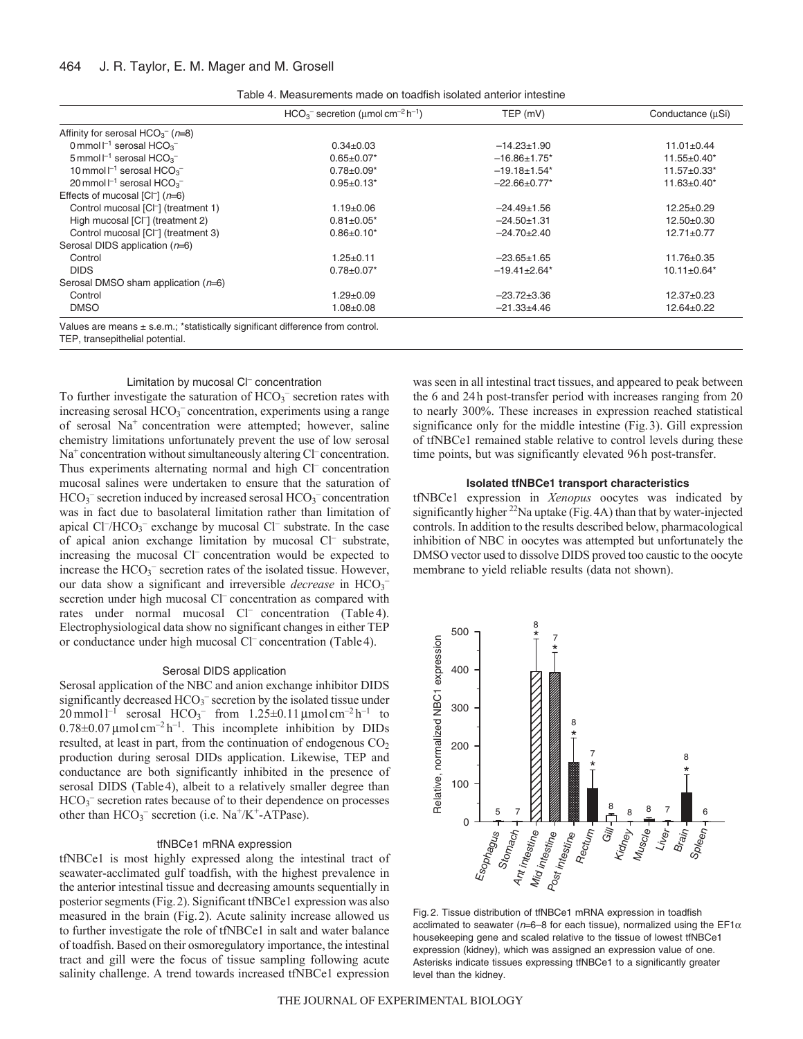Table 4. Measurements made on toadfish isolated anterior intestine

| | $HCO_3^-$ secretion ($\mu mol\,cm^{-2}\,h^{-1}$) | TEP (mV) | Conductance (μSi) |
|---|---|---|---|
| Affinity for serosal $HCO_3^-$ ($n$=8) | | | |
| 0 mmol $l^{-1}$ serosal $HCO_3^-$ | 0.34±0.03 | −14.23±1.90 | 11.01±0.44 |
| 5 mmol $l^{-1}$ serosal $HCO_3^-$ | 0.65±0.07* | −16.86±1.75* | 11.55±0.40* |
| 10 mmol $l^{-1}$ serosal $HCO_3^-$ | 0.78±0.09* | −19.18±1.54* | 11.57±0.33* |
| 20 mmol $l^{-1}$ serosal $HCO_3^-$ | 0.95±0.13* | −22.66±0.77* | 11.63±0.40* |
| Effects of mucosal [$Cl^-$] ($n$=6) | | | |
| Control mucosal [$Cl^-$] (treatment 1) | 1.19±0.06 | −24.49±1.56 | 12.25±0.29 |
| High mucosal [$Cl^-$] (treatment 2) | 0.81±0.05* | −24.50±1.31 | 12.50±0.30 |
| Control mucosal [$Cl^-$] (treatment 3) | 0.86±0.10* | −24.70±2.40 | 12.71±0.77 |
| Serosal DIDS application ($n$=6) | | | |
| Control | 1.25±0.11 | −23.65±1.65 | 11.76±0.35 |
| DIDS | 0.78±0.07* | −19.41±2.64* | 10.11±0.64* |
| Serosal DMSO sham application ($n$=6) | | | |
| Control | 1.29±0.09 | −23.72±3.36 | 12.37±0.23 |
| DMSO | 1.08±0.08 | −21.33±4.46 | 12.64±0.22 |

Values are means ± s.e.m.; *statistically significant difference from control.
TEP, transepithelial potential.

### Limitation by mucosal $Cl^-$ concentration

To further investigate the saturation of $HCO_3^-$ secretion rates with increasing serosal $HCO_3^-$ concentration, experiments using a range of serosal $Na^+$ concentration were attempted; however, saline chemistry limitations unfortunately prevent the use of low serosal $Na^+$ concentration without simultaneously altering $Cl^-$ concentration. Thus experiments alternating normal and high $Cl^-$ concentration mucosal salines were undertaken to ensure that the saturation of $HCO_3^-$ secretion induced by increased serosal $HCO_3^-$ concentration was in fact due to basolateral limitation rather than limitation of apical $Cl^-/HCO_3^-$ exchange by mucosal $Cl^-$ substrate. In the case of apical anion exchange limitation by mucosal $Cl^-$ substrate, increasing the mucosal $Cl^-$ concentration would be expected to increase the $HCO_3^-$ secretion rates of the isolated tissue. However, our data show a significant and irreversible *decrease* in $HCO_3^-$ secretion under high mucosal $Cl^-$ concentration as compared with rates under normal mucosal $Cl^-$ concentration (Table 4). Electrophysiological data show no significant changes in either TEP or conductance under high mucosal $Cl^-$ concentration (Table 4).

### Serosal DIDS application

Serosal application of the NBC and anion exchange inhibitor DIDS significantly decreased $HCO_3^-$ secretion by the isolated tissue under 20 mmol $l^{-1}$ serosal $HCO_3^-$ from 1.25±0.11 $\mu mol\,cm^{-2}\,h^{-1}$ to 0.78±0.07 $\mu mol\,cm^{-2}\,h^{-1}$. This incomplete inhibition by DIDs resulted, at least in part, from the continuation of endogenous $CO_2$ production during serosal DIDs application. Likewise, TEP and conductance are both significantly inhibited in the presence of serosal DIDS (Table 4), albeit to a relatively smaller degree than $HCO_3^-$ secretion rates because of to their dependence on processes other than $HCO_3^-$ secretion (i.e. $Na^+/K^+$-ATPase).

### tfNBCe1 mRNA expression

tfNBCe1 is most highly expressed along the intestinal tract of seawater-acclimated gulf toadfish, with the highest prevalence in the anterior intestinal tissue and decreasing amounts sequentially in posterior segments (Fig. 2). Significant tfNBCe1 expression was also measured in the brain (Fig. 2). Acute salinity increase allowed us to further investigate the role of tfNBCe1 in salt and water balance of toadfish. Based on their osmoregulatory importance, the intestinal tract and gill were the focus of tissue sampling following acute salinity challenge. A trend towards increased tfNBCe1 expression was seen in all intestinal tract tissues, and appeared to peak between the 6 and 24 h post-transfer period with increases ranging from 20 to nearly 300%. These increases in expression reached statistical significance only for the middle intestine (Fig. 3). Gill expression of tfNBCe1 remained stable relative to control levels during these time points, but was significantly elevated 96 h post-transfer.

### Isolated tfNBCe1 transport characteristics

tfNBCe1 expression in *Xenopus* oocytes was indicated by significantly higher $^{22}Na$ uptake (Fig. 4A) than that by water-injected controls. In addition to the results described below, pharmacological inhibition of NBC in oocytes was attempted but unfortunately the DMSO vector used to dissolve DIDS proved too caustic to the oocyte membrane to yield reliable results (data not shown).

Fig. 2. Tissue distribution of tfNBCe1 mRNA expression in toadfish acclimated to seawater ($n$=6–8 for each tissue), normalized using the EF1α housekeeping gene and scaled relative to the tissue of lowest tfNBCe1 expression (kidney), which was assigned an expression value of one. Asterisks indicate tissues expressing tfNBCe1 to a significantly greater level than the kidney.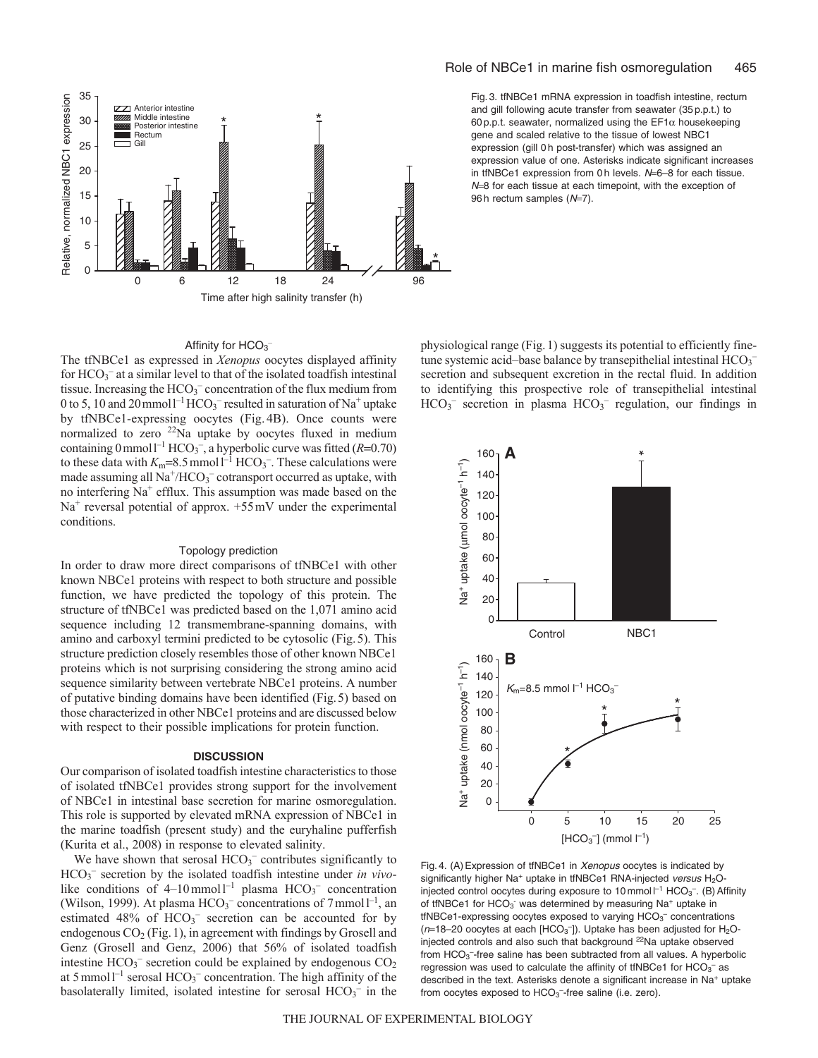Fig. 3. tfNBCe1 mRNA expression in toadfish intestine, rectum and gill following acute transfer from seawater (35 p.p.t.) to 60 p.p.t. seawater, normalized using the EF1α housekeeping gene and scaled relative to the tissue of lowest NBC1 expression (gill 0 h post-transfer) which was assigned an expression value of one. Asterisks indicate significant increases in tfNBCe1 expression from 0 h levels. $N$=6–8 for each tissue. $N$=8 for each tissue at each timepoint, with the exception of 96 h rectum samples ($N$=7).

### Affinity for $HCO_3^-$

The tfNBCe1 as expressed in *Xenopus* oocytes displayed affinity for $HCO_3^-$ at a similar level to that of the isolated toadfish intestinal tissue. Increasing the $HCO_3^-$ concentration of the flux medium from 0 to 5, 10 and 20 mmol l$^{-1}$ $HCO_3^-$ resulted in saturation of $Na^+$ uptake by tfNBCe1-expressing oocytes (Fig. 4B). Once counts were normalized to zero $^{22}Na$ uptake by oocytes fluxed in medium containing 0 mmol l$^{-1}$ $HCO_3^-$, a hyperbolic curve was fitted ($R$=0.70) to these data with $K_m$=8.5 mmol l$^{-1}$ $HCO_3^-$. These calculations were made assuming all $Na^+/HCO_3^-$ cotransport occurred as uptake, with no interfering $Na^+$ efflux. This assumption was made based on the $Na^+$ reversal potential of approx. +55 mV under the experimental conditions.

### Topology prediction

In order to draw more direct comparisons of tfNBCe1 with other known NBCe1 proteins with respect to both structure and possible function, we have predicted the topology of this protein. The structure of tfNBCe1 was predicted based on the 1,071 amino acid sequence including 12 transmembrane-spanning domains, with amino and carboxyl termini predicted to be cytosolic (Fig. 5). This structure prediction closely resembles those of other known NBCe1 proteins which is not surprising considering the strong amino acid sequence similarity between vertebrate NBCe1 proteins. A number of putative binding domains have been identified (Fig. 5) based on those characterized in other NBCe1 proteins and are discussed below with respect to their possible implications for protein function.

## DISCUSSION

Our comparison of isolated toadfish intestine characteristics to those of isolated tfNBCe1 provides strong support for the involvement of NBCe1 in intestinal base secretion for marine osmoregulation. This role is supported by elevated mRNA expression of NBCe1 in the marine toadfish (present study) and the euryhaline pufferfish (Kurita et al., 2008) in response to elevated salinity.

We have shown that serosal $HCO_3^-$ contributes significantly to $HCO_3^-$ secretion by the isolated toadfish intestine under *in vivo*-like conditions of 4–10 mmol l$^{-1}$ plasma $HCO_3^-$ concentration (Wilson, 1999). At plasma $HCO_3^-$ concentrations of 7 mmol l$^{-1}$, an estimated 48% of $HCO_3^-$ secretion can be accounted for by endogenous $CO_2$ (Fig. 1), in agreement with findings by Grosell and Genz (Grosell and Genz, 2006) that 56% of isolated toadfish intestine $HCO_3^-$ secretion could be explained by endogenous $CO_2$ at 5 mmol l$^{-1}$ serosal $HCO_3^-$ concentration. The high affinity of the basolaterally limited, isolated intestine for serosal $HCO_3^-$ in the physiological range (Fig. 1) suggests its potential to efficiently fine-tune systemic acid–base balance by transepithelial intestinal $HCO_3^-$ secretion and subsequent excretion in the rectal fluid. In addition to identifying this prospective role of transepithelial intestinal $HCO_3^-$ secretion in plasma $HCO_3^-$ regulation, our findings in

Fig. 4. (A) Expression of tfNBCe1 in *Xenopus* oocytes is indicated by significantly higher $Na^+$ uptake in tfNBCe1 RNA-injected *versus* $H_2O$-injected control oocytes during exposure to 10 mmol l$^{-1}$ $HCO_3^-$. (B) Affinity of tfNBCe1 for $HCO_3^-$ was determined by measuring $Na^+$ uptake in tfNBCe1-expressing oocytes exposed to varying $HCO_3^-$ concentrations ($n$=18–20 oocytes at each [$HCO_3^-$]). Uptake has been adjusted for $H_2O$-injected controls and also such that background $^{22}Na$ uptake observed from $HCO_3^-$-free saline has been subtracted from all values. A hyperbolic regression was used to calculate the affinity of tfNBCe1 for $HCO_3^-$ as described in the text. Asterisks denote a significant increase in $Na^+$ uptake from oocytes exposed to $HCO_3^-$-free saline (i.e. zero).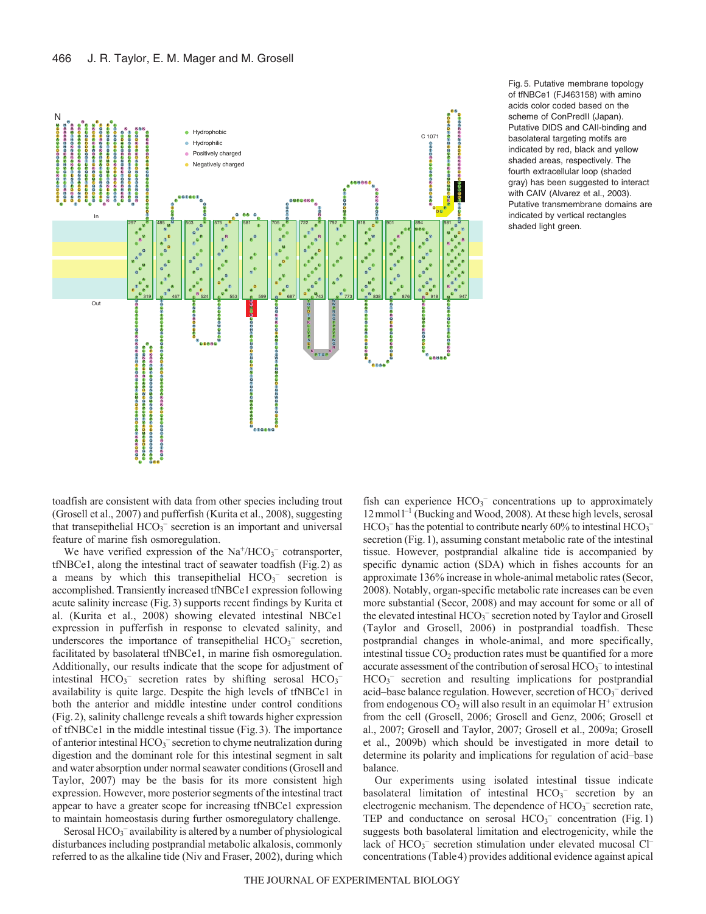Fig. 5. Putative membrane topology of tfNBCe1 (FJ463158) with amino acids color coded based on the scheme of ConPredII (Japan). Putative DIDS and CAII-binding and basolateral targeting motifs are indicated by red, black and yellow shaded areas, respectively. The fourth extracellular loop (shaded gray) has been suggested to interact with CAIV (Alvarez et al., 2003). Putative transmembrane domains are indicated by vertical rectangles shaded light green.

toadfish are consistent with data from other species including trout (Grosell et al., 2007) and pufferfish (Kurita et al., 2008), suggesting that transepithelial $HCO_3^-$ secretion is an important and universal feature of marine fish osmoregulation.

We have verified expression of the $Na^+/HCO_3^-$ cotransporter, tfNBCe1, along the intestinal tract of seawater toadfish (Fig. 2) as a means by which this transepithelial $HCO_3^-$ secretion is accomplished. Transiently increased tfNBCe1 expression following acute salinity increase (Fig. 3) supports recent findings by Kurita et al. (Kurita et al., 2008) showing elevated intestinal NBCe1 expression in pufferfish in response to elevated salinity, and underscores the importance of transepithelial $HCO_3^-$ secretion, facilitated by basolateral tfNBCe1, in marine fish osmoregulation. Additionally, our results indicate that the scope for adjustment of intestinal $HCO_3^-$ secretion rates by shifting serosal $HCO_3^-$ availability is quite large. Despite the high levels of tfNBCe1 in both the anterior and middle intestine under control conditions (Fig. 2), salinity challenge reveals a shift towards higher expression of tfNBCe1 in the middle intestinal tissue (Fig. 3). The importance of anterior intestinal $HCO_3^-$ secretion to chyme neutralization during digestion and the dominant role for this intestinal segment in salt and water absorption under normal seawater conditions (Grosell and Taylor, 2007) may be the basis for its more consistent high expression. However, more posterior segments of the intestinal tract appear to have a greater scope for increasing tfNBCe1 expression to maintain homeostasis during further osmoregulatory challenge.

Serosal $HCO_3^-$ availability is altered by a number of physiological disturbances including postprandial metabolic alkalosis, commonly referred to as the alkaline tide (Niv and Fraser, 2002), during which fish can experience $HCO_3^-$ concentrations up to approximately 12 mmol $l^{-1}$ (Bucking and Wood, 2008). At these high levels, serosal $HCO_3^-$ has the potential to contribute nearly 60% to intestinal $HCO_3^-$ secretion (Fig. 1), assuming constant metabolic rate of the intestinal tissue. However, postprandial alkaline tide is accompanied by specific dynamic action (SDA) which in fishes accounts for an approximate 136% increase in whole-animal metabolic rates (Secor, 2008). Notably, organ-specific metabolic rate increases can be even more substantial (Secor, 2008) and may account for some or all of the elevated intestinal $HCO_3^-$ secretion noted by Taylor and Grosell (Taylor and Grosell, 2006) in postprandial toadfish. These postprandial changes in whole-animal, and more specifically, intestinal tissue $CO_2$ production rates must be quantified for a more accurate assessment of the contribution of serosal $HCO_3^-$ to intestinal $HCO_3^-$ secretion and resulting implications for postprandial acid–base balance regulation. However, secretion of $HCO_3^-$ derived from endogenous $CO_2$ will also result in an equimolar $H^+$ extrusion from the cell (Grosell, 2006; Grosell and Genz, 2006; Grosell et al., 2007; Grosell and Taylor, 2007; Grosell et al., 2009a; Grosell et al., 2009b) which should be investigated in more detail to determine its polarity and implications for regulation of acid–base balance.

Our experiments using isolated intestinal tissue indicate basolateral limitation of intestinal $HCO_3^-$ secretion by an electrogenic mechanism. The dependence of $HCO_3^-$ secretion rate, TEP and conductance on serosal $HCO_3^-$ concentration (Fig. 1) suggests both basolateral limitation and electrogenicity, while the lack of $HCO_3^-$ secretion stimulation under elevated mucosal $Cl^-$ concentrations (Table 4) provides additional evidence against apical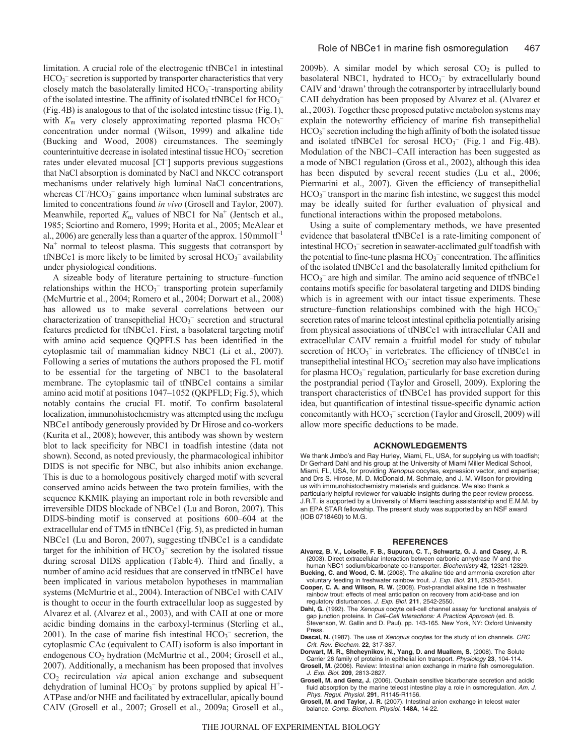limitation. A crucial role of the electrogenic tfNBCe1 in intestinal $HCO_3^-$ secretion is supported by transporter characteristics that very closely match the basolaterally limited $HCO_3^-$-transporting ability of the isolated intestine. The affinity of isolated tfNBCe1 for $HCO_3^-$ (Fig. 4B) is analogous to that of the isolated intestine tissue (Fig. 1), with $K_m$ very closely approximating reported plasma $HCO_3^-$ concentration under normal (Wilson, 1999) and alkaline tide (Bucking and Wood, 2008) circumstances. The seemingly counterintuitive decrease in isolated intestinal tissue $HCO_3^-$ secretion rates under elevated mucosal [$Cl^-$] supports previous suggestions that NaCl absorption is dominated by NaCl and NKCC cotransport mechanisms under relatively high luminal NaCl concentrations, whereas $Cl^-/HCO_3^-$ gains importance when luminal substrates are limited to concentrations found *in vivo* (Grosell and Taylor, 2007). Meanwhile, reported $K_m$ values of NBC1 for $Na^+$ (Jentsch et al., 1985; Sciortino and Romero, 1999; Horita et al., 2005; McAlear et al., 2006) are generally less than a quarter of the approx. 150 mmol $l^{-1}$ $Na^+$ normal to teleost plasma. This suggests that cotransport by tfNBCe1 is more likely to be limited by serosal $HCO_3^-$ availability under physiological conditions.

A sizeable body of literature pertaining to structure–function relationships within the $HCO_3^-$ transporting protein superfamily (McMurtrie et al., 2004; Romero et al., 2004; Dorwart et al., 2008) has allowed us to make several correlations between our characterization of transepithelial $HCO_3^-$ secretion and structural features predicted for tfNBCe1. First, a basolateral targeting motif with amino acid sequence QQPFLS has been identified in the cytoplasmic tail of mammalian kidney NBC1 (Li et al., 2007). Following a series of mutations the authors proposed the FL motif to be essential for the targeting of NBC1 to the basolateral membrane. The cytoplasmic tail of tfNBCe1 contains a similar amino acid motif at positions 1047–1052 (QKPFLD; Fig. 5), which notably contains the crucial FL motif. To confirm basolateral localization, immunohistochemistry was attempted using the mefugu NBCe1 antibody generously provided by Dr Hirose and co-workers (Kurita et al., 2008); however, this antibody was shown by western blot to lack specificity for NBC1 in toadfish intestine (data not shown). Second, as noted previously, the pharmacological inhibitor DIDS is not specific for NBC, but also inhibits anion exchange. This is due to a homologous positively charged motif with several conserved amino acids between the two protein families, with the sequence KKMIK playing an important role in both reversible and irreversible DIDS blockade of NBCe1 (Lu and Boron, 2007). This DIDS-binding motif is conserved at positions 600–604 at the extracellular end of TM5 in tfNBCe1 (Fig. 5), as predicted in human NBCe1 (Lu and Boron, 2007), suggesting tfNBCe1 is a candidate target for the inhibition of $HCO_3^-$ secretion by the isolated tissue during serosal DIDS application (Table 4). Third and finally, a number of amino acid residues that are conserved in tfNBCe1 have been implicated in various metabolon hypotheses in mammalian systems (McMurtrie et al., 2004). Interaction of NBCe1 with CAIV is thought to occur in the fourth extracellular loop as suggested by Alvarez et al. (Alvarez et al., 2003), and with CAII at one or more acidic binding domains in the carboxyl-terminus (Sterling et al., 2001). In the case of marine fish intestinal $HCO_3^-$ secretion, the cytoplasmic CAc (equivalent to CAII) isoform is also important in endogenous $CO_2$ hydration (McMurtrie et al., 2004; Grosell et al., 2007). Additionally, a mechanism has been proposed that involves $CO_2$ recirculation *via* apical anion exchange and subsequent dehydration of luminal $HCO_3^-$ by protons supplied by apical $H^+$-ATPase and/or NHE and facilitated by extracellular, apically bound CAIV (Grosell et al., 2007; Grosell et al., 2009a; Grosell et al., 2009b). A similar model by which serosal $CO_2$ is pulled to basolateral NBC1, hydrated to $HCO_3^-$ by extracellularly bound CAIV and 'drawn' through the cotransporter by intracellularly bound CAII dehydration has been proposed by Alvarez et al. (Alvarez et al., 2003). Together these proposed putative metabolon systems may explain the noteworthy efficiency of marine fish transepithelial $HCO_3^-$ secretion including the high affinity of both the isolated tissue and isolated tfNBCe1 for serosal $HCO_3^-$ (Fig. 1 and Fig. 4B). Modulation of the NBC1–CAII interaction has been suggested as a mode of NBC1 regulation (Gross et al., 2002), although this idea has been disputed by several recent studies (Lu et al., 2006; Piermarini et al., 2007). Given the efficiency of transepithelial $HCO_3^-$ transport in the marine fish intestine, we suggest this model may be ideally suited for further evaluation of physical and functional interactions within the proposed metabolons.

Using a suite of complementary methods, we have presented evidence that basolateral tfNBCe1 is a rate-limiting component of intestinal $HCO_3^-$ secretion in seawater-acclimated gulf toadfish with the potential to fine-tune plasma $HCO_3^-$ concentration. The affinities of the isolated tfNBCe1 and the basolaterally limited epithelium for $HCO_3^-$ are high and similar. The amino acid sequence of tfNBCe1 contains motifs specific for basolateral targeting and DIDS binding which is in agreement with our intact tissue experiments. These structure–function relationships combined with the high $HCO_3^-$ secretion rates of marine teleost intestinal epithelia potentially arising from physical associations of tfNBCe1 with intracellular CAII and extracellular CAIV remain a fruitful model for study of tubular secretion of $HCO_3^-$ in vertebrates. The efficiency of tfNBCe1 in transepithelial intestinal $HCO_3^-$ secretion may also have implications for plasma $HCO_3^-$ regulation, particularly for base excretion during the postprandial period (Taylor and Grosell, 2009). Exploring the transport characteristics of tfNBCe1 has provided support for this idea, but quantification of intestinal tissue-specific dynamic action concomitantly with $HCO_3^-$ secretion (Taylor and Grosell, 2009) will allow more specific deductions to be made.

## ACKNOWLEDGEMENTS

We thank Jimbo's and Ray Hurley, Miami, FL, USA, for supplying us with toadfish; Dr Gerhard Dahl and his group at the University of Miami Miller Medical School, Miami, FL, USA, for providing *Xenopus* oocytes, expression vector, and expertise; and Drs S. Hirose, M. D. McDonald, M. Schmale, and J. M. Wilson for providing us with immunohistochemistry materials and guidance. We also thank a particularly helpful reviewer for valuable insights during the peer review process. J.R.T. is supported by a University of Miami teaching assistantship and E.M.M. by an EPA STAR fellowship. The present study was supported by an NSF award (IOB 0718460) to M.G.

## REFERENCES

**Alvarez, B. V., Loiselle, F. B., Supuran, C. T., Schwartz, G. J. and Casey, J. R.** (2003). Direct extracellular interaction between carbonic anhydrase IV and the human NBC1 sodium/bicarbonate co-transporter. *Biochemistry* **42**, 12321-12329.

**Bucking, C. and Wood, C. M.** (2008). The alkaline tide and ammonia excretion after voluntary feeding in freshwater rainbow trout. *J. Exp. Biol.* **211**, 2533-2541.

**Cooper, C. A. and Wilson, R. W.** (2008). Post-prandial alkaline tide in freshwater rainbow trout: effects of meal anticipation on recovery from acid-base and ion regulatory disturbances. *J. Exp. Biol.* **211**, 2542-2550.

**Dahl, G.** (1992). The *Xenopus* oocyte cell-cell channel assay for functional analysis of gap junction proteins. In *Cell–Cell Interactions: A Practical Approach* (ed. B. Stevenson, W. Gallin and D. Paul), pp. 143-165. New York, NY: Oxford University Press.

**Dascal, N.** (1987). The use of *Xenopus* oocytes for the study of ion channels. *CRC Crit. Rev. Biochem.* **22**, 317-387.

**Dorwart, M. R., Shcheynikov, N., Yang, D. and Muallem, S.** (2008). The Solute Carrier 26 family of proteins in epithelial ion transport. *Physiology* **23**, 104-114.

**Grosell, M.** (2006). Review: Intestinal anion exchange in marine fish osmoregulation. *J. Exp. Biol.* **209**, 2813-2827.

**Grosell, M. and Genz, J.** (2006). Ouabain sensitive bicarbonate secretion and acidic fluid absorption by the marine teleost intestine play a role in osmoregulation. *Am. J. Phys. Regul. Physiol.* **291**, R1145-R1156.

**Grosell, M. and Taylor, J. R.** (2007). Intestinal anion exchange in teleost water balance. *Comp. Biochem. Physiol.* **148A**, 14-22.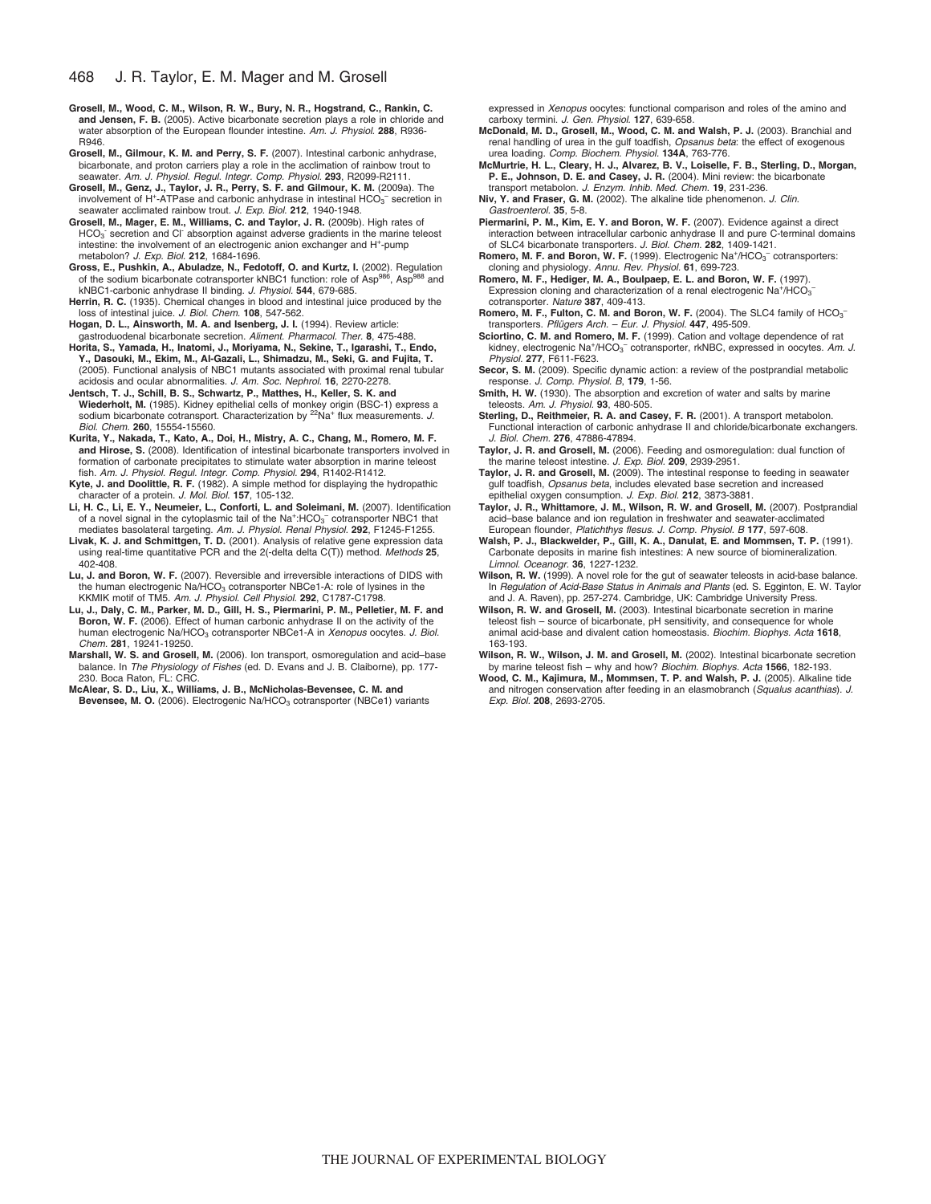**Grosell, M., Wood, C. M., Wilson, R. W., Bury, N. R., Hogstrand, C., Rankin, C. and Jensen, F. B.** (2005). Active bicarbonate secretion plays a role in chloride and water absorption of the European flounder intestine. *Am. J. Physiol.* **288**, R936-R946.

**Grosell, M., Gilmour, K. M. and Perry, S. F.** (2007). Intestinal carbonic anhydrase, bicarbonate, and proton carriers play a role in the acclimation of rainbow trout to seawater. *Am. J. Physiol. Regul. Integr. Comp. Physiol.* **293**, R2099-R2111.

**Grosell, M., Genz, J., Taylor, J. R., Perry, S. F. and Gilmour, K. M.** (2009a). The involvement of $H^+$-ATPase and carbonic anhydrase in intestinal $HCO_3^-$ secretion in seawater acclimated rainbow trout. *J. Exp. Biol.* **212**, 1940-1948.

**Grosell, M., Mager, E. M., Williams, C. and Taylor, J. R.** (2009b). High rates of $HCO_3^-$ secretion and $Cl^-$ absorption against adverse gradients in the marine teleost intestine: the involvement of an electrogenic anion exchanger and $H^+$-pump metabolon? *J. Exp. Biol.* **212**, 1684-1696.

**Gross, E., Pushkin, A., Abuladze, N., Fedotoff, O. and Kurtz, I.** (2002). Regulation of the sodium bicarbonate cotransporter kNBC1 function: role of $Asp^{986}$, $Asp^{988}$ and kNBC1-carbonic anhydrase II binding. *J. Physiol.* **544**, 679-685.

**Herrin, R. C.** (1935). Chemical changes in blood and intestinal juice produced by the loss of intestinal juice. *J. Biol. Chem.* **108**, 547-562.

**Hogan, D. L., Ainsworth, M. A. and Isenberg, J. I.** (1994). Review article: gastroduodenal bicarbonate secretion. *Aliment. Pharmacol. Ther.* **8**, 475-488.

**Horita, S., Yamada, H., Inatomi, J., Moriyama, N., Sekine, T., Igarashi, T., Endo, Y., Dasouki, M., Ekim, M., Al-Gazali, L., Shimadzu, M., Seki, G. and Fujita, T.** (2005). Functional analysis of NBC1 mutants associated with proximal renal tubular acidosis and ocular abnormalities. *J. Am. Soc. Nephrol.* **16**, 2270-2278.

**Jentsch, T. J., Schill, B. S., Schwartz, P., Matthes, H., Keller, S. K. and Wiederholt, M.** (1985). Kidney epithelial cells of monkey origin (BSC-1) express a sodium bicarbonate cotransport. Characterization by $^{22}Na^+$ flux measurements. *J. Biol. Chem.* **260**, 15554-15560.

**Kurita, Y., Nakada, T., Kato, A., Doi, H., Mistry, A. C., Chang, M., Romero, M. F. and Hirose, S.** (2008). Identification of intestinal bicarbonate transporters involved in formation of carbonate precipitates to stimulate water absorption in marine teleost fish. *Am. J. Physiol. Regul. Integr. Comp. Physiol.* **294**, R1402-R1412.

**Kyte, J. and Doolittle, R. F.** (1982). A simple method for displaying the hydropathic character of a protein. *J. Mol. Biol.* **157**, 105-132.

**Li, H. C., Li, E. Y., Neumeier, L., Conforti, L. and Soleimani, M.** (2007). Identification of a novel signal in the cytoplasmic tail of the $Na^+$:$HCO_3^-$ cotransporter NBC1 that mediates basolateral targeting. *Am. J. Physiol. Renal Physiol.* **292**, F1245-F1255.

**Livak, K. J. and Schmittgen, T. D.** (2001). Analysis of relative gene expression data using real-time quantitative PCR and the 2(-delta delta C(T)) method. *Methods* **25**, 402-408.

**Lu, J. and Boron, W. F.** (2007). Reversible and irreversible interactions of DIDS with the human electrogenic $Na/HCO_3$ cotransporter NBCe1-A: role of lysines in the KKMIK motif of TM5. *Am. J. Physiol. Cell Physiol.* **292**, C1787-C1798.

**Lu, J., Daly, C. M., Parker, M. D., Gill, H. S., Piermarini, P. M., Pelletier, M. F. and Boron, W. F.** (2006). Effect of human carbonic anhydrase II on the activity of the human electrogenic $Na/HCO_3$ cotransporter NBCe1-A in *Xenopus* oocytes. *J. Biol. Chem.* **281**, 19241-19250.

**Marshall, W. S. and Grosell, M.** (2006). Ion transport, osmoregulation and acid–base balance. In *The Physiology of Fishes* (ed. D. Evans and J. B. Claiborne), pp. 177-230. Boca Raton, FL: CRC.

**McAlear, S. D., Liu, X., Williams, J. B., McNicholas-Bevensee, C. M. and Bevensee, M. O.** (2006). Electrogenic $Na/HCO_3$ cotransporter (NBCe1) variants expressed in *Xenopus* oocytes: functional comparison and roles of the amino and carboxy termini. *J. Gen. Physiol.* **127**, 639-658.

**McDonald, M. D., Grosell, M., Wood, C. M. and Walsh, P. J.** (2003). Branchial and renal handling of urea in the gulf toadfish, *Opsanus beta*: the effect of exogenous urea loading. *Comp. Biochem. Physiol.* **134A**, 763-776.

**McMurtrie, H. L., Cleary, H. J., Alvarez, B. V., Loiselle, F. B., Sterling, D., Morgan, P. E., Johnson, D. E. and Casey, J. R.** (2004). Mini review: the bicarbonate transport metabolon. *J. Enzym. Inhib. Med. Chem.* **19**, 231-236.

**Niv, Y. and Fraser, G. M.** (2002). The alkaline tide phenomenon. *J. Clin. Gastroenterol.* **35**, 5-8.

**Piermarini, P. M., Kim, E. Y. and Boron, W. F.** (2007). Evidence against a direct interaction between intracellular carbonic anhydrase II and pure C-terminal domains of SLC4 bicarbonate transporters. *J. Biol. Chem.* **282**, 1409-1421.

**Romero, M. F. and Boron, W. F.** (1999). Electrogenic $Na^+/HCO_3^-$ cotransporters: cloning and physiology. *Annu. Rev. Physiol.* **61**, 699-723.

**Romero, M. F., Hediger, M. A., Boulpaep, E. L. and Boron, W. F.** (1997). Expression cloning and characterization of a renal electrogenic $Na^+/HCO_3^-$ cotransporter. *Nature* **387**, 409-413.

**Romero, M. F., Fulton, C. M. and Boron, W. F.** (2004). The SLC4 family of $HCO_3^-$ transporters. *Pflügers Arch. – Eur. J. Physiol.* **447**, 495-509.

**Sciortino, C. M. and Romero, M. F.** (1999). Cation and voltage dependence of rat kidney, electrogenic $Na^+/HCO_3^-$ cotransporter, rkNBC, expressed in oocytes. *Am. J. Physiol.* **277**, F611-F623.

**Secor, S. M.** (2009). Specific dynamic action: a review of the postprandial metabolic response. *J. Comp. Physiol. B*, **179**, 1-56.

**Smith, H. W.** (1930). The absorption and excretion of water and salts by marine teleosts. *Am. J. Physiol.* **93**, 480-505.

**Sterling, D., Reithmeier, R. A. and Casey, F. R.** (2001). A transport metabolon. Functional interaction of carbonic anhydrase II and chloride/bicarbonate exchangers. *J. Biol. Chem.* **276**, 47886-47894.

**Taylor, J. R. and Grosell, M.** (2006). Feeding and osmoregulation: dual function of the marine teleost intestine. *J. Exp. Biol.* **209**, 2939-2951.

**Taylor, J. R. and Grosell, M.** (2009). The intestinal response to feeding in seawater gulf toadfish, *Opsanus beta*, includes elevated base secretion and increased epithelial oxygen consumption. *J. Exp. Biol.* **212**, 3873-3881.

**Taylor, J. R., Whittamore, J. M., Wilson, R. W. and Grosell, M.** (2007). Postprandial acid–base balance and ion regulation in freshwater and seawater-acclimated European flounder, *Platichthys flesus*. *J. Comp. Physiol. B* **177**, 597-608.

**Walsh, P. J., Blackwelder, P., Gill, K. A., Danulat, E. and Mommsen, T. P.** (1991). Carbonate deposits in marine fish intestines: A new source of biomineralization. *Limnol. Oceanogr.* **36**, 1227-1232.

**Wilson, R. W.** (1999). A novel role for the gut of seawater teleosts in acid-base balance. In *Regulation of Acid-Base Status in Animals and Plants* (ed. S. Egginton, E. W. Taylor and J. A. Raven), pp. 257-274. Cambridge, UK: Cambridge University Press.

**Wilson, R. W. and Grosell, M.** (2003). Intestinal bicarbonate secretion in marine teleost fish – source of bicarbonate, pH sensitivity, and consequence for whole animal acid-base and divalent cation homeostasis. *Biochim. Biophys. Acta* **1618**, 163-193.

**Wilson, R. W., Wilson, J. M. and Grosell, M.** (2002). Intestinal bicarbonate secretion by marine teleost fish – why and how? *Biochim. Biophys. Acta* **1566**, 182-193.

**Wood, C. M., Kajimura, M., Mommsen, T. P. and Walsh, P. J.** (2005). Alkaline tide and nitrogen conservation after feeding in an elasmobranch (*Squalus acanthias*). *J. Exp. Biol.* **208**, 2693-2705.